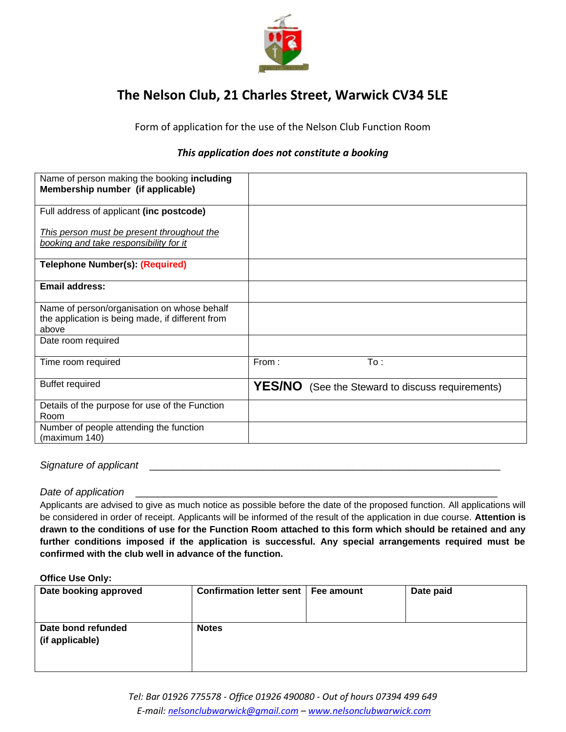# The Nelson Club, 21 Charles Street, Warwick CV34 5LE

Form of application for the use of the Nelson Club Function Room

***This application does not constitute a booking***

| | |
|---|---|
| Name of person making the booking **including Membership number (if applicable)** | |
| Full address of applicant **(inc postcode)**<br><br>*This person must be present throughout the booking and take responsibility for it* | |
| **Telephone Number(s): (Required)** | |
| **Email address:** | |
| Name of person/organisation on whose behalf the application is being made, if different from above | |
| Date room required | |
| Time room required | From : To : |
| Buffet required | **YES/NO** (See the Steward to discuss requirements) |
| Details of the purpose for use of the Function Room | |
| Number of people attending the function (maximum 140) | |

*Signature of applicant* ________________________________________________

*Date of application* ________________________________________________

Applicants are advised to give as much notice as possible before the date of the proposed function. All applications will be considered in order of receipt. Applicants will be informed of the result of the application in due course. **Attention is drawn to the conditions of use for the Function Room attached to this form which should be retained and any further conditions imposed if the application is successful. Any special arrangements required must be confirmed with the club well in advance of the function.**

**Office Use Only:**

| Date booking approved | Confirmation letter sent | Fee amount | Date paid |
|---|---|---|---|
| | | | |
| **Date bond refunded (if applicable)** | **Notes** | | |
| | | | |

*Tel: Bar 01926 775578 - Office 01926 490080 - Out of hours 07394 499 649*
*E-mail: nelsonclubwarwick@gmail.com – www.nelsonclubwarwick.com*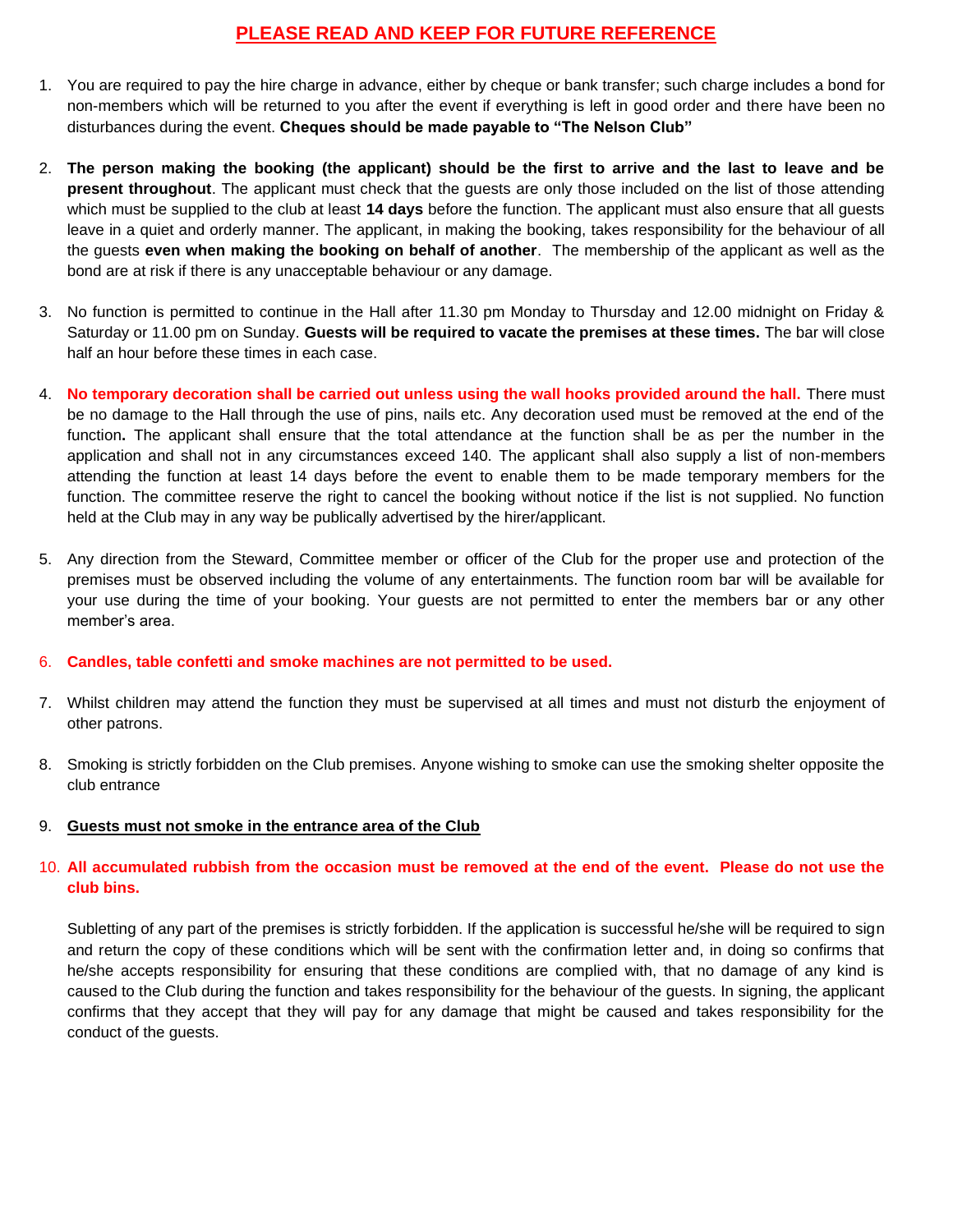## PLEASE READ AND KEEP FOR FUTURE REFERENCE

1. You are required to pay the hire charge in advance, either by cheque or bank transfer; such charge includes a bond for non-members which will be returned to you after the event if everything is left in good order and there have been no disturbances during the event. **Cheques should be made payable to "The Nelson Club"**

2. **The person making the booking (the applicant) should be the first to arrive and the last to leave and be present throughout**. The applicant must check that the guests are only those included on the list of those attending which must be supplied to the club at least **14 days** before the function. The applicant must also ensure that all guests leave in a quiet and orderly manner. The applicant, in making the booking, takes responsibility for the behaviour of all the guests **even when making the booking on behalf of another**. The membership of the applicant as well as the bond are at risk if there is any unacceptable behaviour or any damage.

3. No function is permitted to continue in the Hall after 11.30 pm Monday to Thursday and 12.00 midnight on Friday & Saturday or 11.00 pm on Sunday. **Guests will be required to vacate the premises at these times.** The bar will close half an hour before these times in each case.

4. **No temporary decoration shall be carried out unless using the wall hooks provided around the hall.** There must be no damage to the Hall through the use of pins, nails etc. Any decoration used must be removed at the end of the function**.** The applicant shall ensure that the total attendance at the function shall be as per the number in the application and shall not in any circumstances exceed 140. The applicant shall also supply a list of non-members attending the function at least 14 days before the event to enable them to be made temporary members for the function. The committee reserve the right to cancel the booking without notice if the list is not supplied. No function held at the Club may in any way be publically advertised by the hirer/applicant.

5. Any direction from the Steward, Committee member or officer of the Club for the proper use and protection of the premises must be observed including the volume of any entertainments. The function room bar will be available for your use during the time of your booking. Your guests are not permitted to enter the members bar or any other member's area.

6. **Candles, table confetti and smoke machines are not permitted to be used.**

7. Whilst children may attend the function they must be supervised at all times and must not disturb the enjoyment of other patrons.

8. Smoking is strictly forbidden on the Club premises. Anyone wishing to smoke can use the smoking shelter opposite the club entrance

9. **Guests must not smoke in the entrance area of the Club**

10. **All accumulated rubbish from the occasion must be removed at the end of the event. Please do not use the club bins.**

Subletting of any part of the premises is strictly forbidden. If the application is successful he/she will be required to sign and return the copy of these conditions which will be sent with the confirmation letter and, in doing so confirms that he/she accepts responsibility for ensuring that these conditions are complied with, that no damage of any kind is caused to the Club during the function and takes responsibility for the behaviour of the guests. In signing, the applicant confirms that they accept that they will pay for any damage that might be caused and takes responsibility for the conduct of the guests.